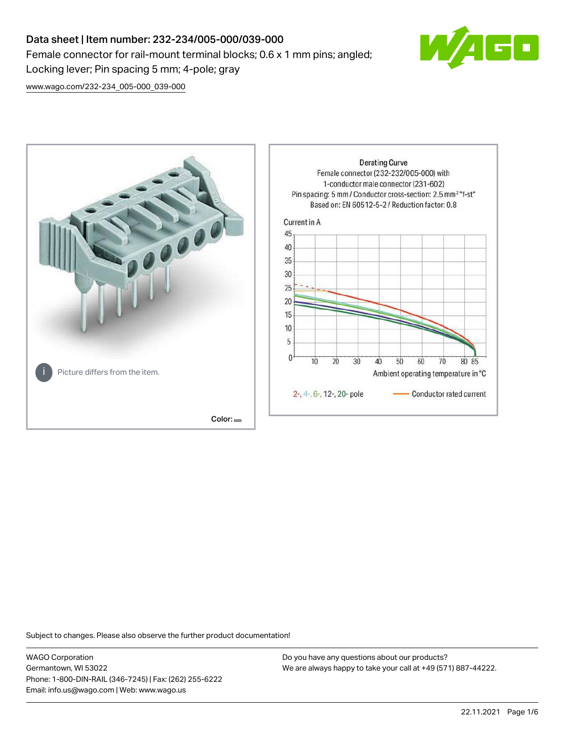# Data sheet | Item number: 232-234/005-000/039-000

Female connector for rail-mount terminal blocks; 0.6 x 1 mm pins; angled; Locking lever; Pin spacing 5 mm; 4-pole; gray

www.wago.com/232-234_005-000_039-000

Picture differs from the item.

Color:

Derating Curve
Female connector (232-232/005-000) with 1-conductor male connector (231-602)
Pin spacing: 5 mm / Conductor cross-section: 2.5 mm² "f-st"
Based on: EN 60512-5-2 / Reduction factor: 0.8

Current in A

Ambient operating temperature in °C

2-, 4-, 6-, 12-, 20- pole — Conductor rated current

Subject to changes. Please also observe the further product documentation!

WAGO Corporation
Germantown, WI 53022
Phone: 1-800-DIN-RAIL (346-7245) | Fax: (262) 255-6222
Email: info.us@wago.com | Web: www.wago.us

Do you have any questions about our products?
We are always happy to take your call at +49 (571) 887-44222.

22.11.2021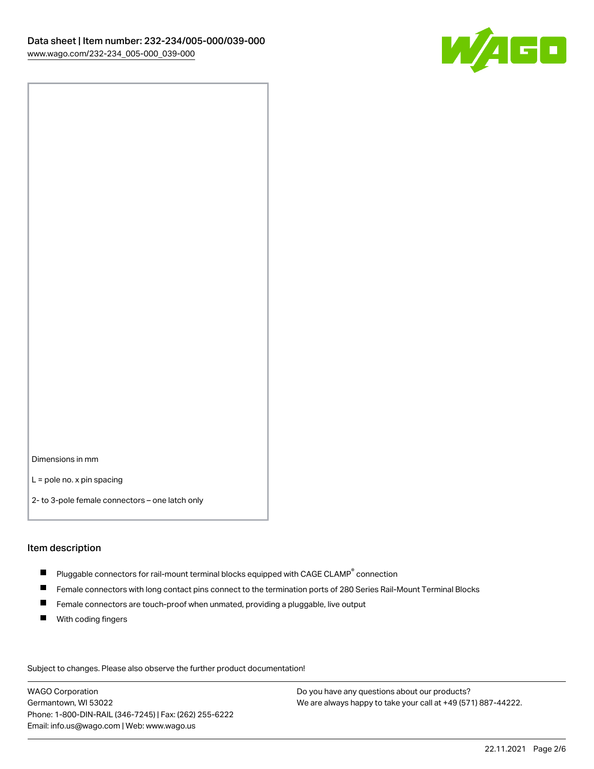Data sheet | Item number: 232-234/005-000/039-000
www.wago.com/232-234_005-000_039-000

Dimensions in mm

L = pole no. x pin spacing

2- to 3-pole female connectors – one latch only

## Item description

- Pluggable connectors for rail-mount terminal blocks equipped with CAGE CLAMP® connection
- Female connectors with long contact pins connect to the termination ports of 280 Series Rail-Mount Terminal Blocks
- Female connectors are touch-proof when unmated, providing a pluggable, live output
- With coding fingers

Subject to changes. Please also observe the further product documentation!

WAGO Corporation
Germantown, WI 53022
Phone: 1-800-DIN-RAIL (346-7245) | Fax: (262) 255-6222
Email: info.us@wago.com | Web: www.wago.us

Do you have any questions about our products?
We are always happy to take your call at +49 (571) 887-44222.

22.11.2021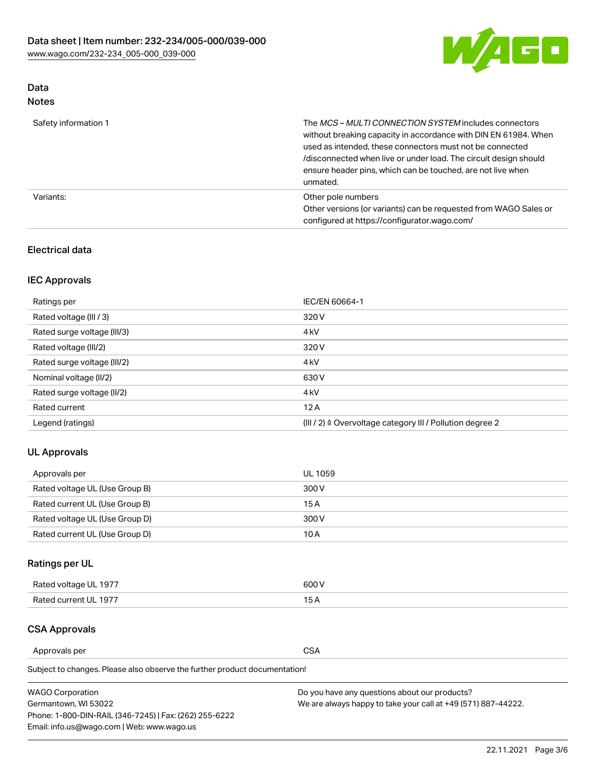## Data
### Notes

| | |
|---|---|
| Safety information 1 | The *MCS – MULTI CONNECTION SYSTEM* includes connectors without breaking capacity in accordance with DIN EN 61984. When used as intended, these connectors must not be connected /disconnected when live or under load. The circuit design should ensure header pins, which can be touched, are not live when unmated. |
| Variants: | Other pole numbers<br>Other versions (or variants) can be requested from WAGO Sales or configured at https://configurator.wago.com/ |

## Electrical data

### IEC Approvals

| | |
|---|---|
| Ratings per | IEC/EN 60664-1 |
| Rated voltage (III / 3) | 320 V |
| Rated surge voltage (III/3) | 4 kV |
| Rated voltage (III/2) | 320 V |
| Rated surge voltage (III/2) | 4 kV |
| Nominal voltage (II/2) | 630 V |
| Rated surge voltage (II/2) | 4 kV |
| Rated current | 12 A |
| Legend (ratings) | (III / 2) ≙ Overvoltage category III / Pollution degree 2 |

### UL Approvals

| | |
|---|---|
| Approvals per | UL 1059 |
| Rated voltage UL (Use Group B) | 300 V |
| Rated current UL (Use Group B) | 15 A |
| Rated voltage UL (Use Group D) | 300 V |
| Rated current UL (Use Group D) | 10 A |

### Ratings per UL

| | |
|---|---|
| Rated voltage UL 1977 | 600 V |
| Rated current UL 1977 | 15 A |

### CSA Approvals

| | |
|---|---|
| Approvals per | CSA |

Subject to changes. Please also observe the further product documentation!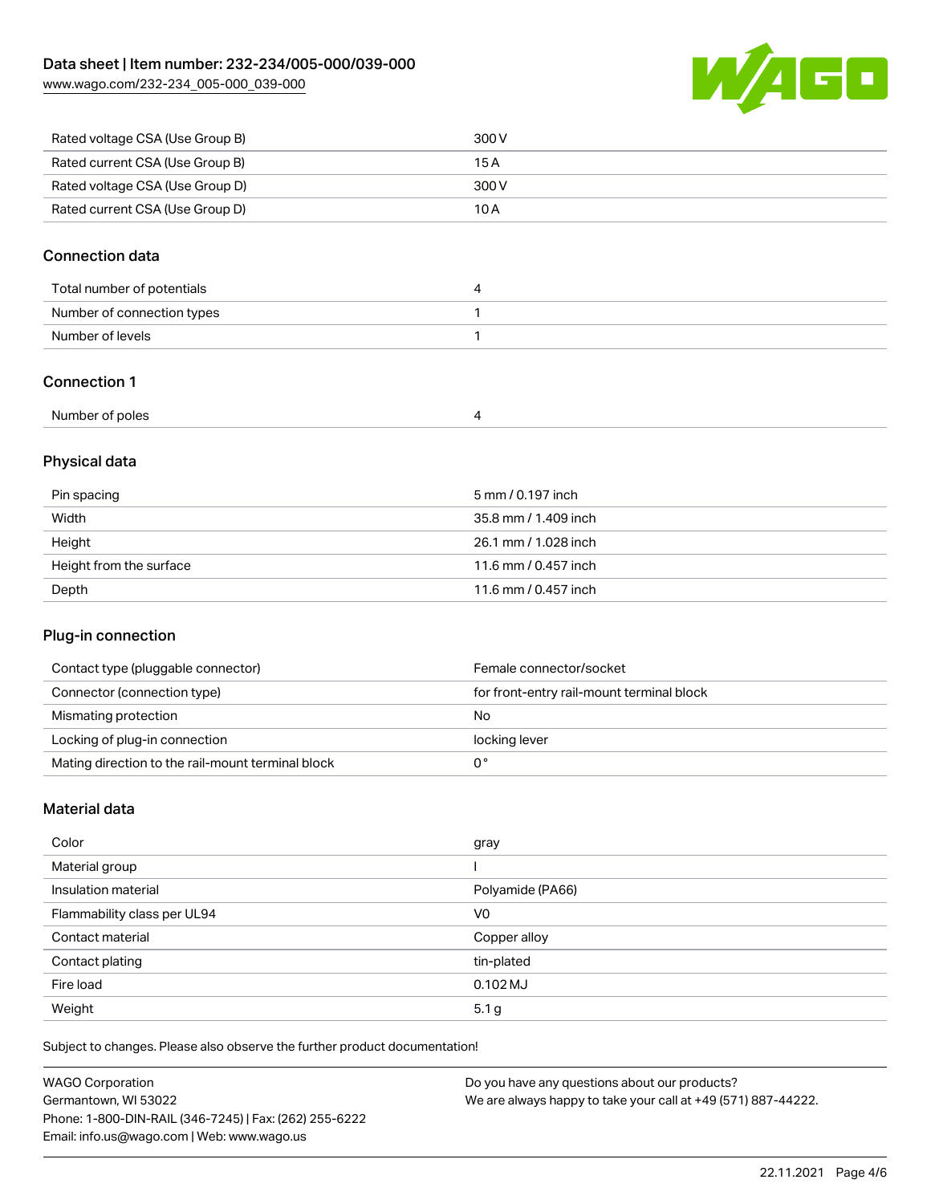| | |
|---|---|
| Rated voltage CSA (Use Group B) | 300 V |
| Rated current CSA (Use Group B) | 15 A |
| Rated voltage CSA (Use Group D) | 300 V |
| Rated current CSA (Use Group D) | 10 A |

## Connection data

| | |
|---|---|
| Total number of potentials | 4 |
| Number of connection types | 1 |
| Number of levels | 1 |

## Connection 1

| | |
|---|---|
| Number of poles | 4 |

## Physical data

| | |
|---|---|
| Pin spacing | 5 mm / 0.197 inch |
| Width | 35.8 mm / 1.409 inch |
| Height | 26.1 mm / 1.028 inch |
| Height from the surface | 11.6 mm / 0.457 inch |
| Depth | 11.6 mm / 0.457 inch |

## Plug-in connection

| | |
|---|---|
| Contact type (pluggable connector) | Female connector/socket |
| Connector (connection type) | for front-entry rail-mount terminal block |
| Mismating protection | No |
| Locking of plug-in connection | locking lever |
| Mating direction to the rail-mount terminal block | 0 ° |

## Material data

| | |
|---|---|
| Color | gray |
| Material group | I |
| Insulation material | Polyamide (PA66) |
| Flammability class per UL94 | V0 |
| Contact material | Copper alloy |
| Contact plating | tin-plated |
| Fire load | 0.102 MJ |
| Weight | 5.1 g |

Subject to changes. Please also observe the further product documentation!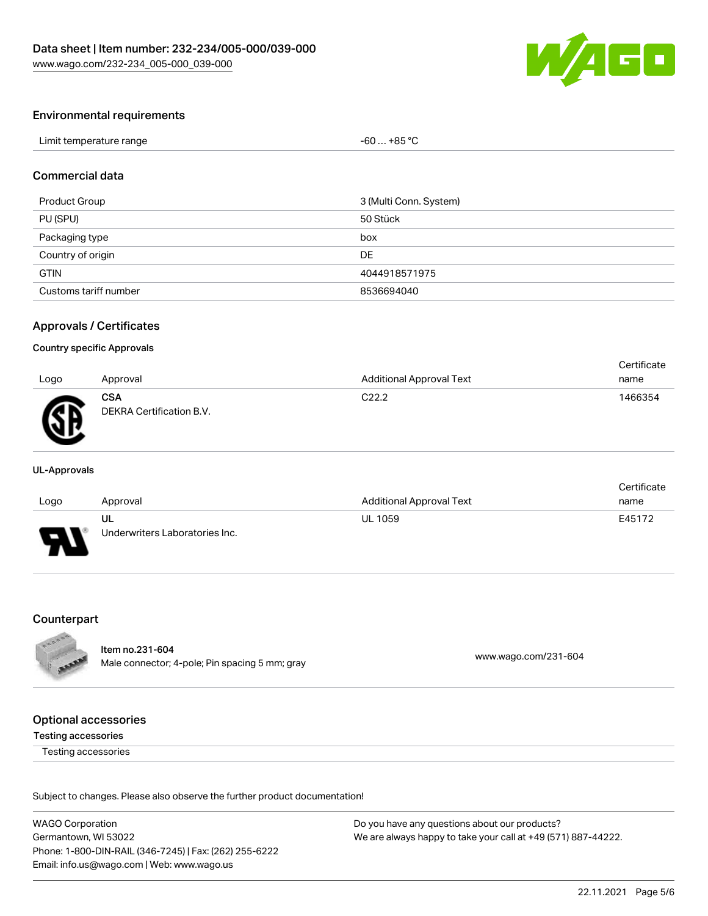## Environmental requirements

| Limit temperature range | -60 … +85 °C |
| --- | --- |

## Commercial data

| Product Group | 3 (Multi Conn. System) |
| --- | --- |
| PU (SPU) | 50 Stück |
| Packaging type | box |
| Country of origin | DE |
| GTIN | 4044918571975 |
| Customs tariff number | 8536694040 |

## Approvals / Certificates

### Country specific Approvals

| Logo | Approval | Additional Approval Text | Certificate name |
| --- | --- | --- | --- |
| | **CSA** DEKRA Certification B.V. | C22.2 | 1466354 |

### UL-Approvals

| Logo | Approval | Additional Approval Text | Certificate name |
| --- | --- | --- | --- |
| | **UL** Underwriters Laboratories Inc. | UL 1059 | E45172 |

## Counterpart

Item no.231-604
Male connector; 4-pole; Pin spacing 5 mm; gray

www.wago.com/231-604

## Optional accessories

### Testing accessories

Testing accessories

Subject to changes. Please also observe the further product documentation!

WAGO Corporation
Germantown, WI 53022
Phone: 1-800-DIN-RAIL (346-7245) | Fax: (262) 255-6222
Email: info.us@wago.com | Web: www.wago.us

Do you have any questions about our products?
We are always happy to take your call at +49 (571) 887-44222.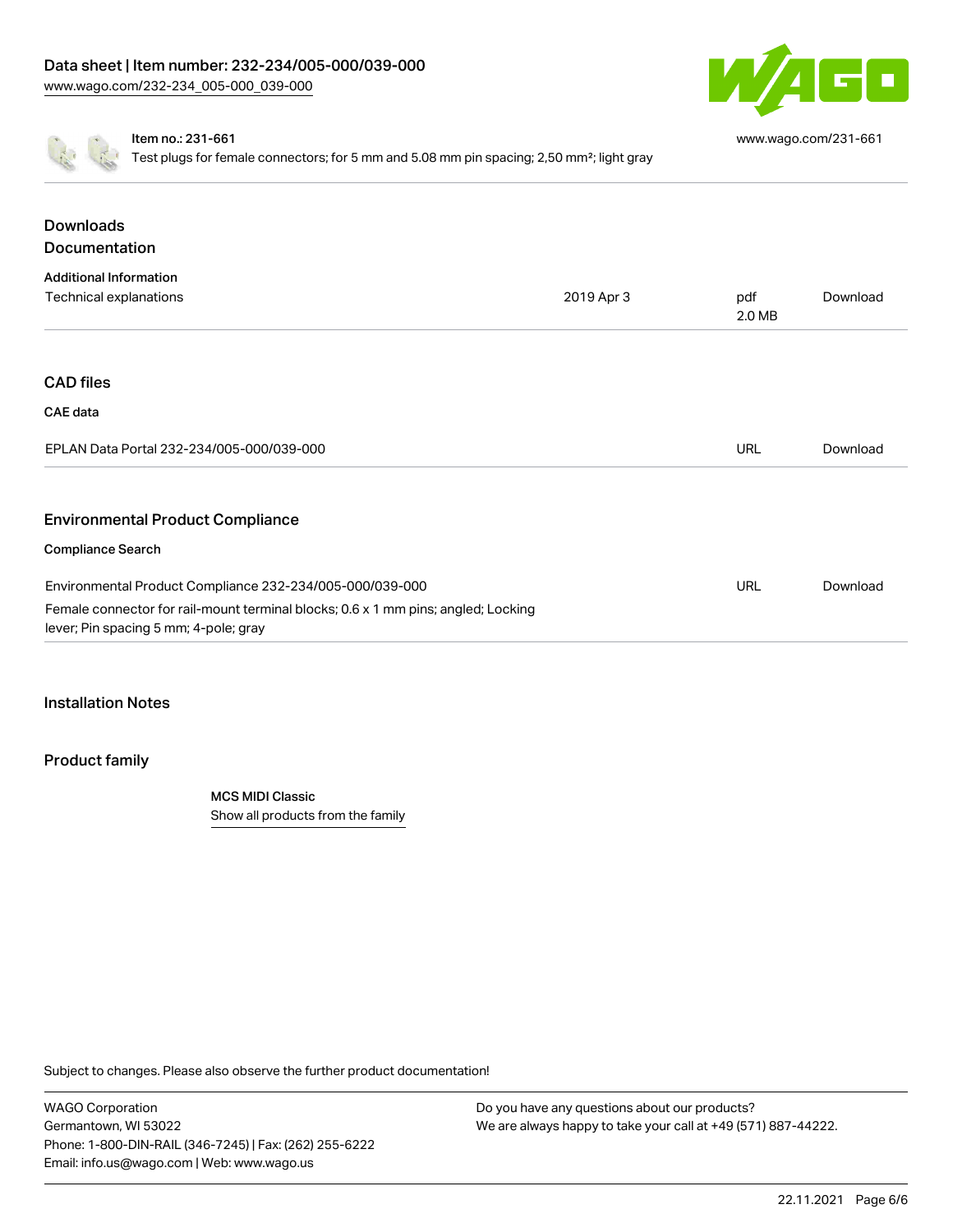Item no.: 231-661

Test plugs for female connectors; for 5 mm and 5.08 mm pin spacing; 2,50 mm²; light gray

www.wago.com/231-661

## Downloads

### Documentation

**Additional Information**

| | | | |
|---|---|---|---|
| Technical explanations | 2019 Apr 3 | pdf 2.0 MB | Download |

### CAD files

**CAE data**

| | | |
|---|---|---|
| EPLAN Data Portal 232-234/005-000/039-000 | URL | Download |

### Environmental Product Compliance

**Compliance Search**

| | | |
|---|---|---|
| Environmental Product Compliance 232-234/005-000/039-000<br>Female connector for rail-mount terminal blocks; 0.6 x 1 mm pins; angled; Locking lever; Pin spacing 5 mm; 4-pole; gray | URL | Download |

## Installation Notes

## Product family

MCS MIDI Classic

Show all products from the family

Subject to changes. Please also observe the further product documentation!

WAGO Corporation
Germantown, WI 53022
Phone: 1-800-DIN-RAIL (346-7245) | Fax: (262) 255-6222
Email: info.us@wago.com | Web: www.wago.us

Do you have any questions about our products?
We are always happy to take your call at +49 (571) 887-44222.